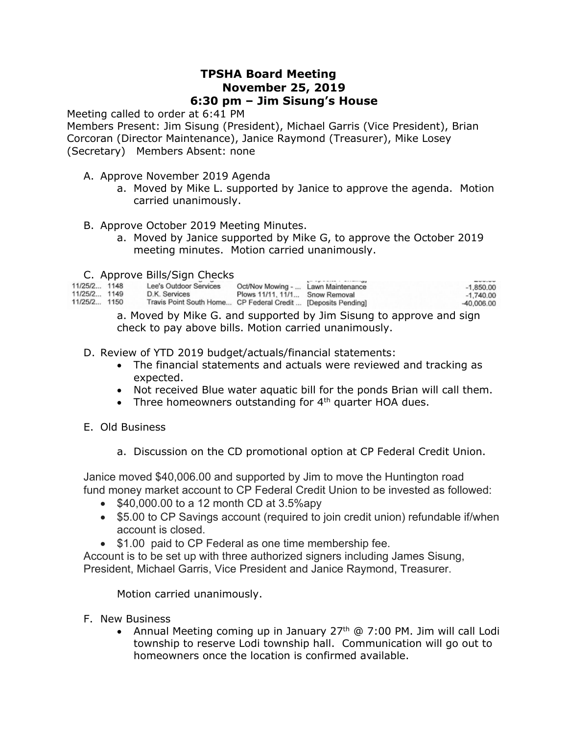# TPSHA Board Meeting
## November 25, 2019
## 6:30 pm – Jim Sisung's House

Meeting called to order at 6:41 PM

Members Present: Jim Sisung (President), Michael Garris (Vice President), Brian Corcoran (Director Maintenance), Janice Raymond (Treasurer), Mike Losey (Secretary) Members Absent: none

A. Approve November 2019 Agenda
   a. Moved by Mike L. supported by Janice to approve the agenda. Motion carried unanimously.

B. Approve October 2019 Meeting Minutes.
   a. Moved by Janice supported by Mike G, to approve the October 2019 meeting minutes. Motion carried unanimously.

C. Approve Bills/Sign Checks

| | | | | | |
|---|---|---|---|---|---|
| 11/25/2... | 1148 | Lee's Outdoor Services | Oct/Nov Mowing - ... | Lawn Maintenance | -1,850.00 |
| 11/25/2... | 1149 | D.K. Services | Plows 11/11, 11/1... | Snow Removal | -1,740.00 |
| 11/25/2... | 1150 | Travis Point South Home... | CP Federal Credit ... | [Deposits Pending] | -40,006.00 |

   a. Moved by Mike G. and supported by Jim Sisung to approve and sign check to pay above bills. Motion carried unanimously.

D. Review of YTD 2019 budget/actuals/financial statements:
   - The financial statements and actuals were reviewed and tracking as expected.
   - Not received Blue water aquatic bill for the ponds Brian will call them.
   - Three homeowners outstanding for 4th quarter HOA dues.

E. Old Business

   a. Discussion on the CD promotional option at CP Federal Credit Union.

Janice moved $40,006.00 and supported by Jim to move the Huntington road fund money market account to CP Federal Credit Union to be invested as followed:
- $40,000.00 to a 12 month CD at 3.5%apy
- $5.00 to CP Savings account (required to join credit union) refundable if/when account is closed.
- $1.00 paid to CP Federal as one time membership fee.

Account is to be set up with three authorized signers including James Sisung, President, Michael Garris, Vice President and Janice Raymond, Treasurer.

Motion carried unanimously.

F. New Business
   - Annual Meeting coming up in January 27th @ 7:00 PM. Jim will call Lodi township to reserve Lodi township hall. Communication will go out to homeowners once the location is confirmed available.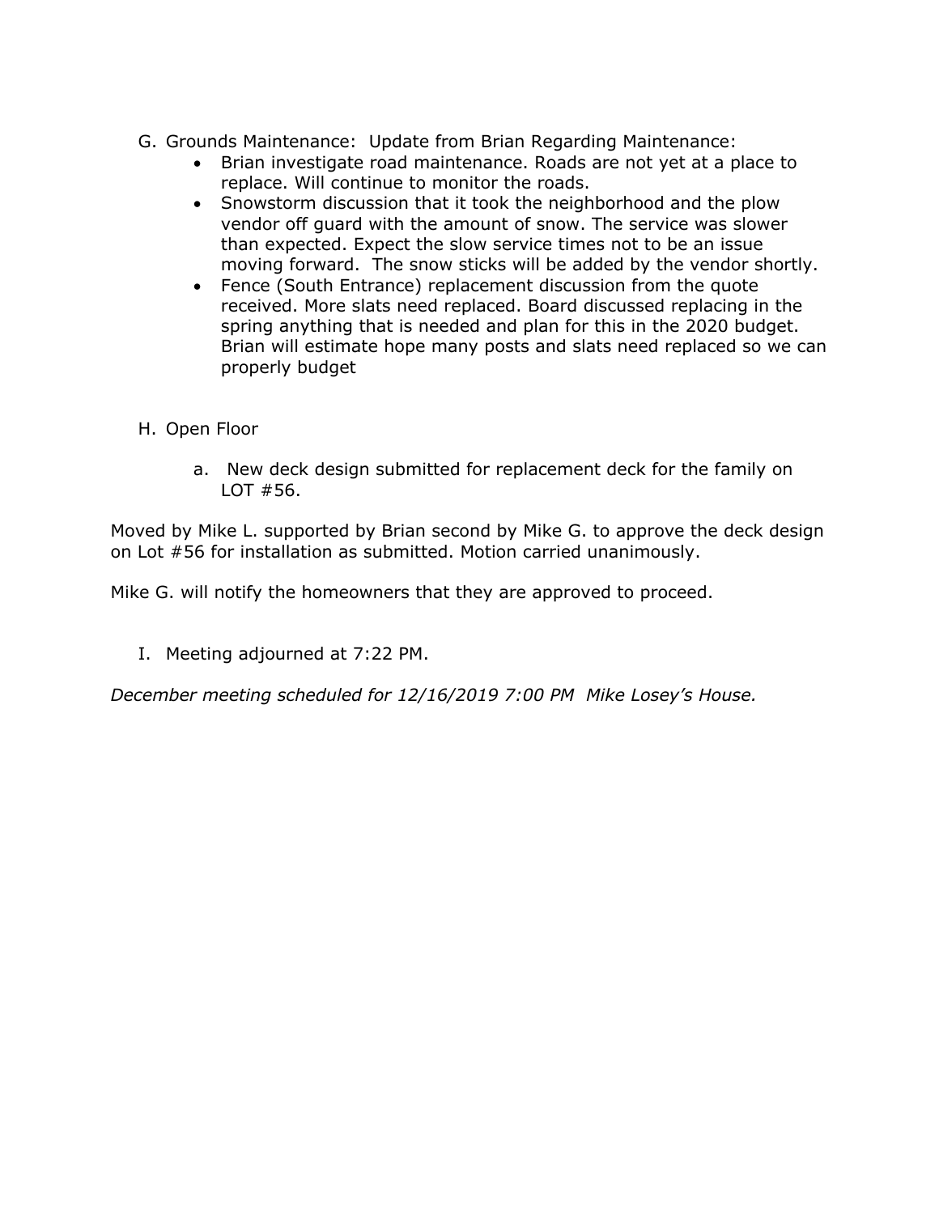G. Grounds Maintenance: Update from Brian Regarding Maintenance:
   - Brian investigate road maintenance. Roads are not yet at a place to replace. Will continue to monitor the roads.
   - Snowstorm discussion that it took the neighborhood and the plow vendor off guard with the amount of snow. The service was slower than expected. Expect the slow service times not to be an issue moving forward. The snow sticks will be added by the vendor shortly.
   - Fence (South Entrance) replacement discussion from the quote received. More slats need replaced. Board discussed replacing in the spring anything that is needed and plan for this in the 2020 budget. Brian will estimate hope many posts and slats need replaced so we can properly budget

H. Open Floor

   a. New deck design submitted for replacement deck for the family on LOT #56.

Moved by Mike L. supported by Brian second by Mike G. to approve the deck design on Lot #56 for installation as submitted. Motion carried unanimously.

Mike G. will notify the homeowners that they are approved to proceed.

I. Meeting adjourned at 7:22 PM.

*December meeting scheduled for 12/16/2019 7:00 PM Mike Losey's House.*